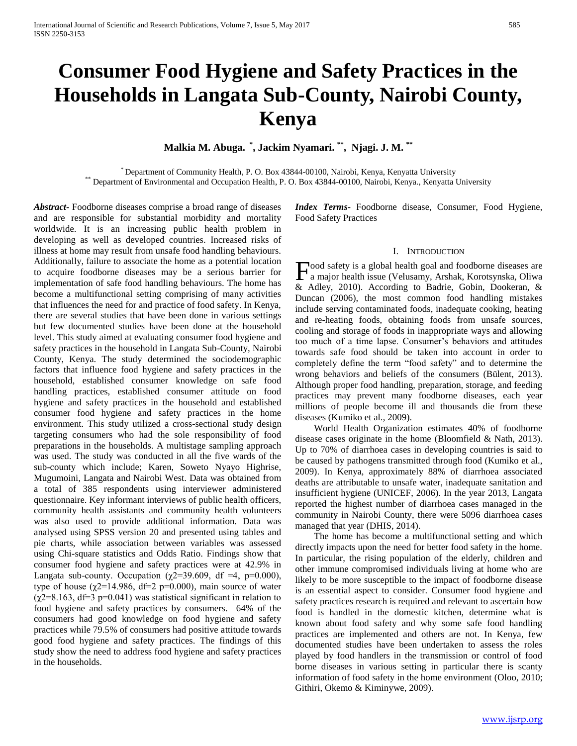# Consumer Food Hygiene and Safety Practices in the Households in Langata Sub-County, Nairobi County, Kenya

**Malkia M. Abuga. [*], Jackim Nyamari. [**], Njagi. J. M. [**]**

[*] Department of Community Health, P. O. Box 43844-00100, Nairobi, Kenya, Kenyatta University
[**] Department of Environmental and Occupation Health, P. O. Box 43844-00100, Nairobi, Kenya., Kenyatta University

***Abstract*-** Foodborne diseases comprise a broad range of diseases and are responsible for substantial morbidity and mortality worldwide. It is an increasing public health problem in developing as well as developed countries. Increased risks of illness at home may result from unsafe food handling behaviours. Additionally, failure to associate the home as a potential location to acquire foodborne diseases may be a serious barrier for implementation of safe food handling behaviours. The home has become a multifunctional setting comprising of many activities that influences the need for and practice of food safety. In Kenya, there are several studies that have been done in various settings but few documented studies have been done at the household level. This study aimed at evaluating consumer food hygiene and safety practices in the household in Langata Sub-County, Nairobi County, Kenya. The study determined the sociodemographic factors that influence food hygiene and safety practices in the household, established consumer knowledge on safe food handling practices, established consumer attitude on food hygiene and safety practices in the household and established consumer food hygiene and safety practices in the home environment. This study utilized a cross-sectional study design targeting consumers who had the sole responsibility of food preparations in the households. A multistage sampling approach was used. The study was conducted in all the five wards of the sub-county which include; Karen, Soweto Nyayo Highrise, Mugumoini, Langata and Nairobi West. Data was obtained from a total of 385 respondents using interviewer administered questionnaire. Key informant interviews of public health officers, community health assistants and community health volunteers was also used to provide additional information. Data was analysed using SPSS version 20 and presented using tables and pie charts, while association between variables was assessed using Chi-square statistics and Odds Ratio. Findings show that consumer food hygiene and safety practices were at 42.9% in Langata sub-county. Occupation ($\chi 2$=39.609, df =4, p=0.000), type of house ($\chi 2$=14.986, df=2 p=0.000), main source of water ($\chi 2$=8.163, df=3 p=0.041) was statistical significant in relation to food hygiene and safety practices by consumers. 64% of the consumers had good knowledge on food hygiene and safety practices while 79.5% of consumers had positive attitude towards good food hygiene and safety practices. The findings of this study show the need to address food hygiene and safety practices in the households.

***Index Terms*-** Foodborne disease, Consumer, Food Hygiene, Food Safety Practices

## I. Introduction

Food safety is a global health goal and foodborne diseases are a major health issue (Velusamy, Arshak, Korotsynska, Oliwa & Adley, 2010). According to Badrie, Gobin, Dookeran, & Duncan (2006), the most common food handling mistakes include serving contaminated foods, inadequate cooking, heating and re-heating foods, obtaining foods from unsafe sources, cooling and storage of foods in inappropriate ways and allowing too much of a time lapse. Consumer's behaviors and attitudes towards safe food should be taken into account in order to completely define the term "food safety" and to determine the wrong behaviors and beliefs of the consumers (Bülent, 2013). Although proper food handling, preparation, storage, and feeding practices may prevent many foodborne diseases, each year millions of people become ill and thousands die from these diseases (Kumiko et al., 2009).

World Health Organization estimates 40% of foodborne disease cases originate in the home (Bloomfield & Nath, 2013). Up to 70% of diarrhoea cases in developing countries is said to be caused by pathogens transmitted through food (Kumiko et al., 2009). In Kenya, approximately 88% of diarrhoea associated deaths are attributable to unsafe water, inadequate sanitation and insufficient hygiene (UNICEF, 2006). In the year 2013, Langata reported the highest number of diarrhoea cases managed in the community in Nairobi County, there were 5096 diarrhoea cases managed that year (DHIS, 2014).

The home has become a multifunctional setting and which directly impacts upon the need for better food safety in the home. In particular, the rising population of the elderly, children and other immune compromised individuals living at home who are likely to be more susceptible to the impact of foodborne disease is an essential aspect to consider. Consumer food hygiene and safety practices research is required and relevant to ascertain how food is handled in the domestic kitchen, determine what is known about food safety and why some safe food handling practices are implemented and others are not. In Kenya, few documented studies have been undertaken to assess the roles played by food handlers in the transmission or control of food borne diseases in various setting in particular there is scanty information of food safety in the home environment (Oloo, 2010; Githiri, Okemo & Kiminywe, 2009).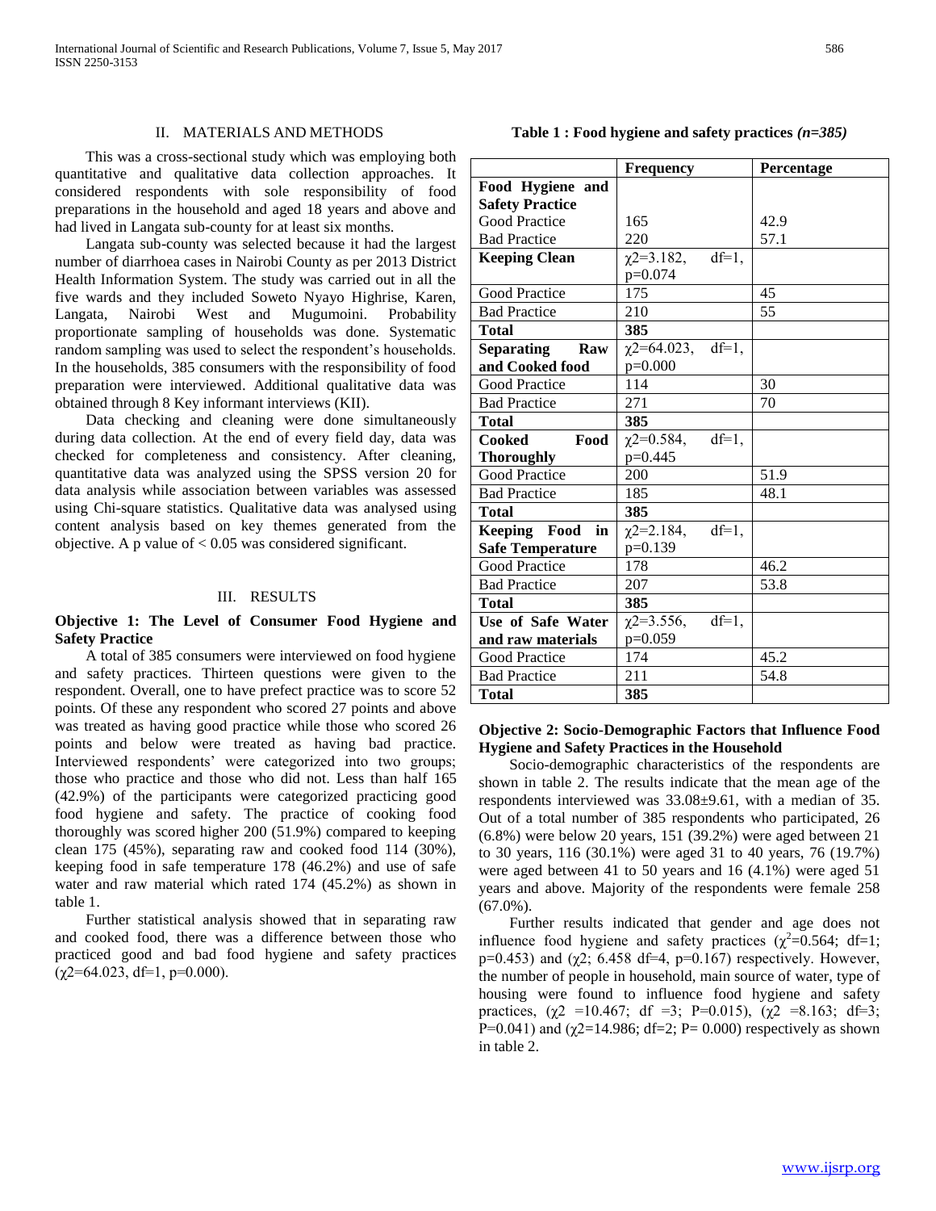## II. MATERIALS AND METHODS

This was a cross-sectional study which was employing both quantitative and qualitative data collection approaches. It considered respondents with sole responsibility of food preparations in the household and aged 18 years and above and had lived in Langata sub-county for at least six months.

Langata sub-county was selected because it had the largest number of diarrhoea cases in Nairobi County as per 2013 District Health Information System. The study was carried out in all the five wards and they included Soweto Nyayo Highrise, Karen, Langata, Nairobi West and Mugumoini. Probability proportionate sampling of households was done. Systematic random sampling was used to select the respondent's households. In the households, 385 consumers with the responsibility of food preparation were interviewed. Additional qualitative data was obtained through 8 Key informant interviews (KII).

Data checking and cleaning were done simultaneously during data collection. At the end of every field day, data was checked for completeness and consistency. After cleaning, quantitative data was analyzed using the SPSS version 20 for data analysis while association between variables was assessed using Chi-square statistics. Qualitative data was analysed using content analysis based on key themes generated from the objective. A p value of < 0.05 was considered significant.

## III. RESULTS

### Objective 1: The Level of Consumer Food Hygiene and Safety Practice

A total of 385 consumers were interviewed on food hygiene and safety practices. Thirteen questions were given to the respondent. Overall, one to have prefect practice was to score 52 points. Of these any respondent who scored 27 points and above was treated as having good practice while those who scored 26 points and below were treated as having bad practice. Interviewed respondents' were categorized into two groups; those who practice and those who did not. Less than half 165 (42.9%) of the participants were categorized practicing good food hygiene and safety. The practice of cooking food thoroughly was scored higher 200 (51.9%) compared to keeping clean 175 (45%), separating raw and cooked food 114 (30%), keeping food in safe temperature 178 (46.2%) and use of safe water and raw material which rated 174 (45.2%) as shown in table 1.

Further statistical analysis showed that in separating raw and cooked food, there was a difference between those who practiced good and bad food hygiene and safety practices ($\chi2$=64.023, df=1, p=0.000).

**Table 1 : Food hygiene and safety practices *(n=385)***

| | Frequency | Percentage |
|---|---|---|
| **Food Hygiene and Safety Practice** | | |
| Good Practice | 165 | 42.9 |
| Bad Practice | 220 | 57.1 |
| **Keeping Clean** | $\chi2$=3.182, df=1, p=0.074 | |
| Good Practice | 175 | 45 |
| Bad Practice | 210 | 55 |
| **Total** | **385** | |
| **Separating Raw and Cooked food** | $\chi2$=64.023, df=1, p=0.000 | |
| Good Practice | 114 | 30 |
| Bad Practice | 271 | 70 |
| **Total** | **385** | |
| **Cooked Food Thoroughly** | $\chi2$=0.584, df=1, p=0.445 | |
| Good Practice | 200 | 51.9 |
| Bad Practice | 185 | 48.1 |
| **Total** | **385** | |
| **Keeping Food in Safe Temperature** | $\chi2$=2.184, df=1, p=0.139 | |
| Good Practice | 178 | 46.2 |
| Bad Practice | 207 | 53.8 |
| **Total** | **385** | |
| **Use of Safe Water and raw materials** | $\chi2$=3.556, df=1, p=0.059 | |
| Good Practice | 174 | 45.2 |
| Bad Practice | 211 | 54.8 |
| **Total** | **385** | |

### Objective 2: Socio-Demographic Factors that Influence Food Hygiene and Safety Practices in the Household

Socio-demographic characteristics of the respondents are shown in table 2. The results indicate that the mean age of the respondents interviewed was 33.08±9.61, with a median of 35. Out of a total number of 385 respondents who participated, 26 (6.8%) were below 20 years, 151 (39.2%) were aged between 21 to 30 years, 116 (30.1%) were aged 31 to 40 years, 76 (19.7%) were aged between 41 to 50 years and 16 (4.1%) were aged 51 years and above. Majority of the respondents were female 258 (67.0%).

Further results indicated that gender and age does not influence food hygiene and safety practices ($\chi^2$=0.564; df=1; p=0.453) and ($\chi2$; 6.458 df=4, p=0.167) respectively. However, the number of people in household, main source of water, type of housing were found to influence food hygiene and safety practices, ($\chi2$ =10.467; df =3; P=0.015), ($\chi2$ =8.163; df=3; P=0.041) and ($\chi2$=14.986; df=2; P= 0.000) respectively as shown in table 2.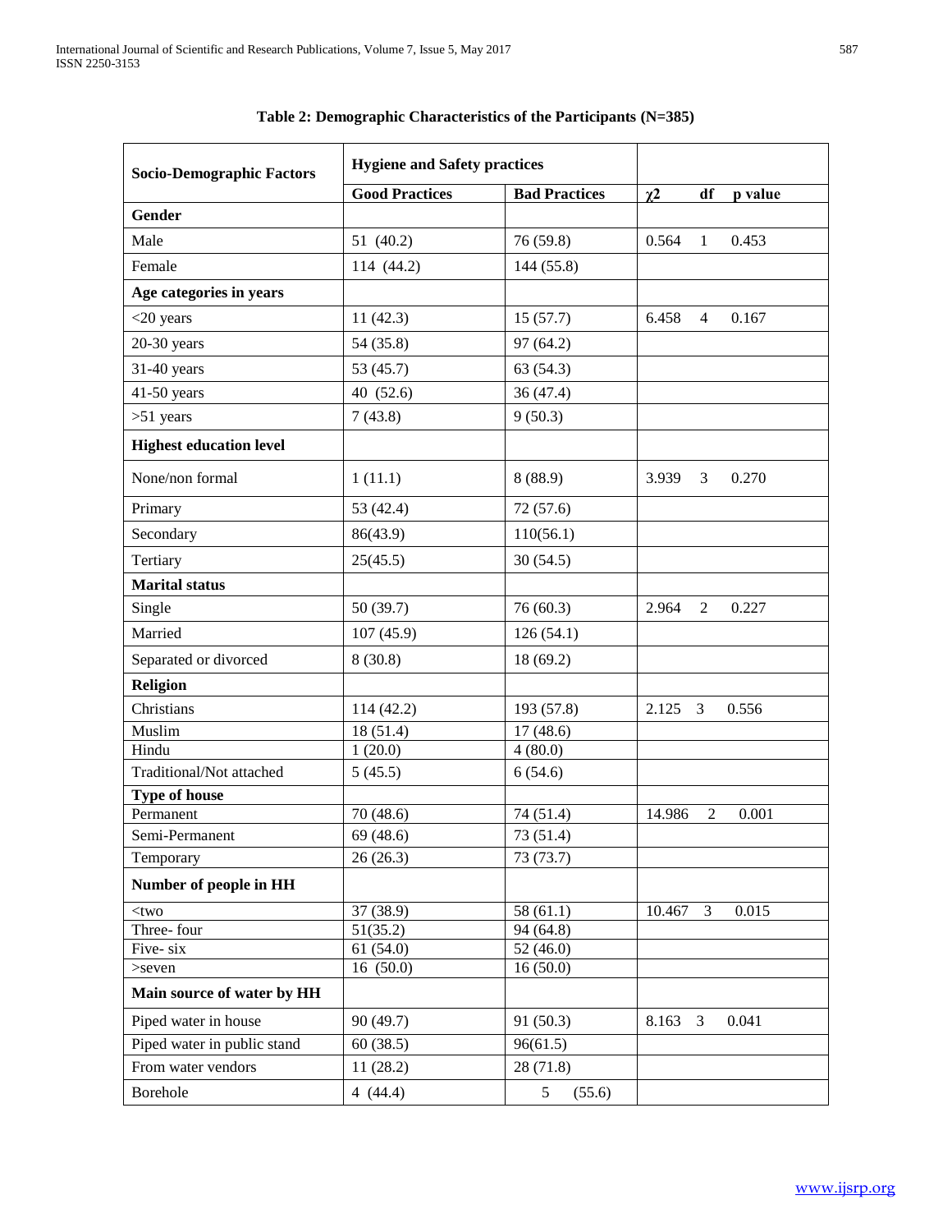**Table 2: Demographic Characteristics of the Participants (N=385)**

| Socio-Demographic Factors | Hygiene and Safety practices | | |
|---|---|---|---|
| | Good Practices | Bad Practices | $\chi 2$ df p value |
| **Gender** | | | |
| Male | 51 (40.2) | 76 (59.8) | 0.564 1 0.453 |
| Female | 114 (44.2) | 144 (55.8) | |
| **Age categories in years** | | | |
| <20 years | 11 (42.3) | 15 (57.7) | 6.458 4 0.167 |
| 20-30 years | 54 (35.8) | 97 (64.2) | |
| 31-40 years | 53 (45.7) | 63 (54.3) | |
| 41-50 years | 40 (52.6) | 36 (47.4) | |
| >51 years | 7 (43.8) | 9 (50.3) | |
| **Highest education level** | | | |
| None/non formal | 1 (11.1) | 8 (88.9) | 3.939 3 0.270 |
| Primary | 53 (42.4) | 72 (57.6) | |
| Secondary | 86(43.9) | 110(56.1) | |
| Tertiary | 25(45.5) | 30 (54.5) | |
| **Marital status** | | | |
| Single | 50 (39.7) | 76 (60.3) | 2.964 2 0.227 |
| Married | 107 (45.9) | 126 (54.1) | |
| Separated or divorced | 8 (30.8) | 18 (69.2) | |
| **Religion** | | | |
| Christians | 114 (42.2) | 193 (57.8) | 2.125 3 0.556 |
| Muslim | 18 (51.4) | 17 (48.6) | |
| Hindu | 1 (20.0) | 4 (80.0) | |
| Traditional/Not attached | 5 (45.5) | 6 (54.6) | |
| **Type of house** | | | |
| Permanent | 70 (48.6) | 74 (51.4) | 14.986 2 0.001 |
| Semi-Permanent | 69 (48.6) | 73 (51.4) | |
| Temporary | 26 (26.3) | 73 (73.7) | |
| **Number of people in HH** | | | |
| <two | 37 (38.9) | 58 (61.1) | 10.467 3 0.015 |
| Three- four | 51(35.2) | 94 (64.8) | |
| Five- six | 61 (54.0) | 52 (46.0) | |
| >seven | 16 (50.0) | 16 (50.0) | |
| **Main source of water by HH** | | | |
| Piped water in house | 90 (49.7) | 91 (50.3) | 8.163 3 0.041 |
| Piped water in public stand | 60 (38.5) | 96(61.5) | |
| From water vendors | 11 (28.2) | 28 (71.8) | |
| Borehole | 4 (44.4) | 5 (55.6) | |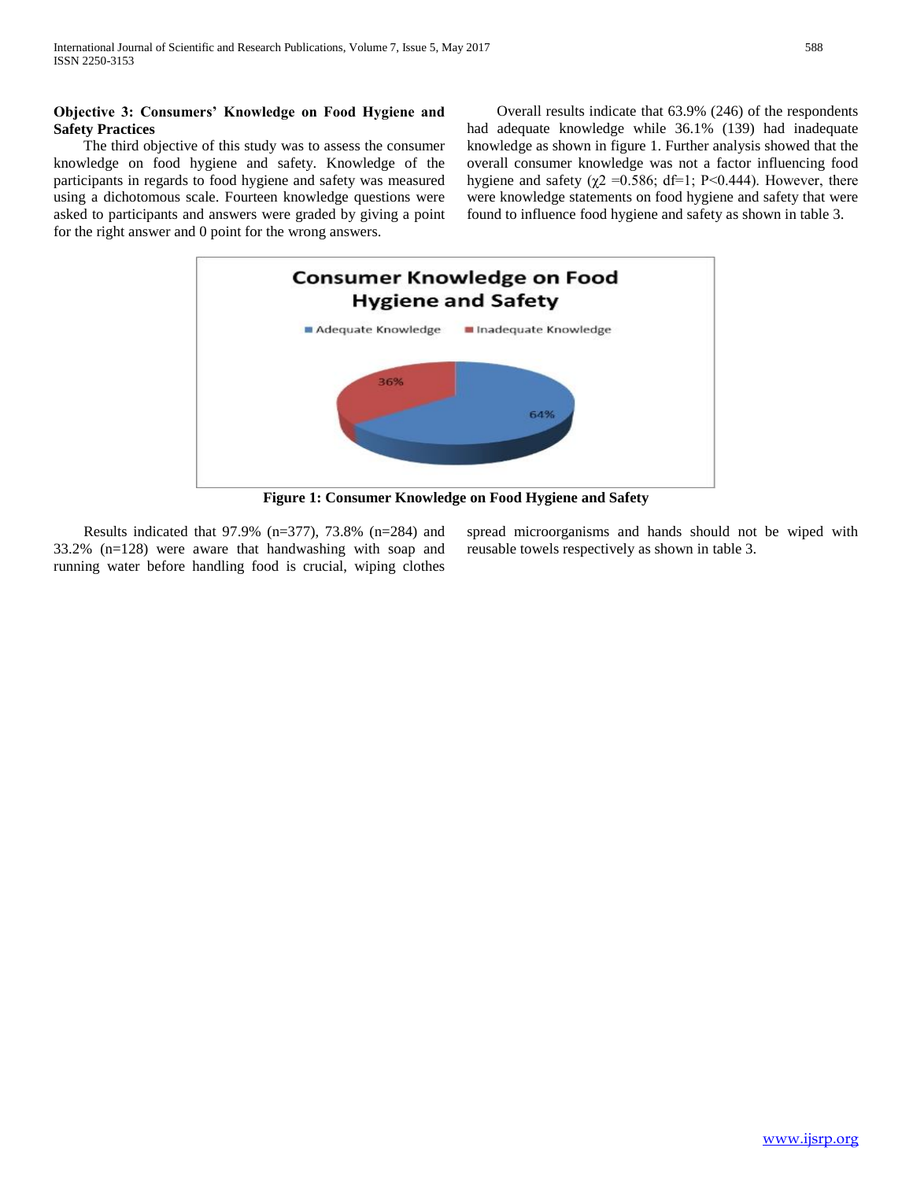**Objective 3: Consumers' Knowledge on Food Hygiene and Safety Practices**

The third objective of this study was to assess the consumer knowledge on food hygiene and safety. Knowledge of the participants in regards to food hygiene and safety was measured using a dichotomous scale. Fourteen knowledge questions were asked to participants and answers were graded by giving a point for the right answer and 0 point for the wrong answers.

Overall results indicate that 63.9% (246) of the respondents had adequate knowledge while 36.1% (139) had inadequate knowledge as shown in figure 1. Further analysis showed that the overall consumer knowledge was not a factor influencing food hygiene and safety ($\chi2$ =0.586; df=1; P<0.444). However, there were knowledge statements on food hygiene and safety that were found to influence food hygiene and safety as shown in table 3.

**Figure 1: Consumer Knowledge on Food Hygiene and Safety**

Results indicated that 97.9% (n=377), 73.8% (n=284) and 33.2% (n=128) were aware that handwashing with soap and running water before handling food is crucial, wiping clothes spread microorganisms and hands should not be wiped with reusable towels respectively as shown in table 3.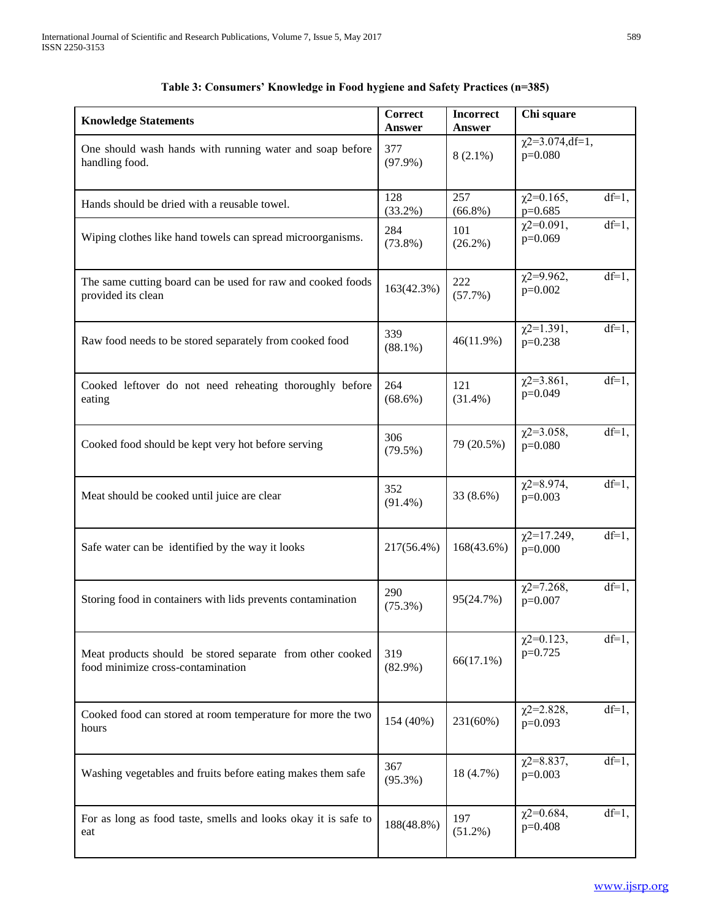**Table 3: Consumers' Knowledge in Food hygiene and Safety Practices (n=385)**

| Knowledge Statements | Correct Answer | Incorrect Answer | Chi square |
|---|---|---|---|
| One should wash hands with running water and soap before handling food. | 377 (97.9%) | 8 (2.1%) | $\chi2=3.074$, df=1, p=0.080 |
| Hands should be dried with a reusable towel. | 128 (33.2%) | 257 (66.8%) | $\chi2=0.165$, df=1, p=0.685 |
| Wiping clothes like hand towels can spread microorganisms. | 284 (73.8%) | 101 (26.2%) | $\chi2=0.091$, df=1, p=0.069 |
| The same cutting board can be used for raw and cooked foods provided its clean | 163(42.3%) | 222 (57.7%) | $\chi2=9.962$, df=1, p=0.002 |
| Raw food needs to be stored separately from cooked food | 339 (88.1%) | 46(11.9%) | $\chi2=1.391$, df=1, p=0.238 |
| Cooked leftover do not need reheating thoroughly before eating | 264 (68.6%) | 121 (31.4%) | $\chi2=3.861$, df=1, p=0.049 |
| Cooked food should be kept very hot before serving | 306 (79.5%) | 79 (20.5%) | $\chi2=3.058$, df=1, p=0.080 |
| Meat should be cooked until juice are clear | 352 (91.4%) | 33 (8.6%) | $\chi2=8.974$, df=1, p=0.003 |
| Safe water can be identified by the way it looks | 217(56.4%) | 168(43.6%) | $\chi2=17.249$, df=1, p=0.000 |
| Storing food in containers with lids prevents contamination | 290 (75.3%) | 95(24.7%) | $\chi2=7.268$, df=1, p=0.007 |
| Meat products should be stored separate from other cooked food minimize cross-contamination | 319 (82.9%) | 66(17.1%) | $\chi2=0.123$, df=1, p=0.725 |
| Cooked food can stored at room temperature for more the two hours | 154 (40%) | 231(60%) | $\chi2=2.828$, df=1, p=0.093 |
| Washing vegetables and fruits before eating makes them safe | 367 (95.3%) | 18 (4.7%) | $\chi2=8.837$, df=1, p=0.003 |
| For as long as food taste, smells and looks okay it is safe to eat | 188(48.8%) | 197 (51.2%) | $\chi2=0.684$, df=1, p=0.408 |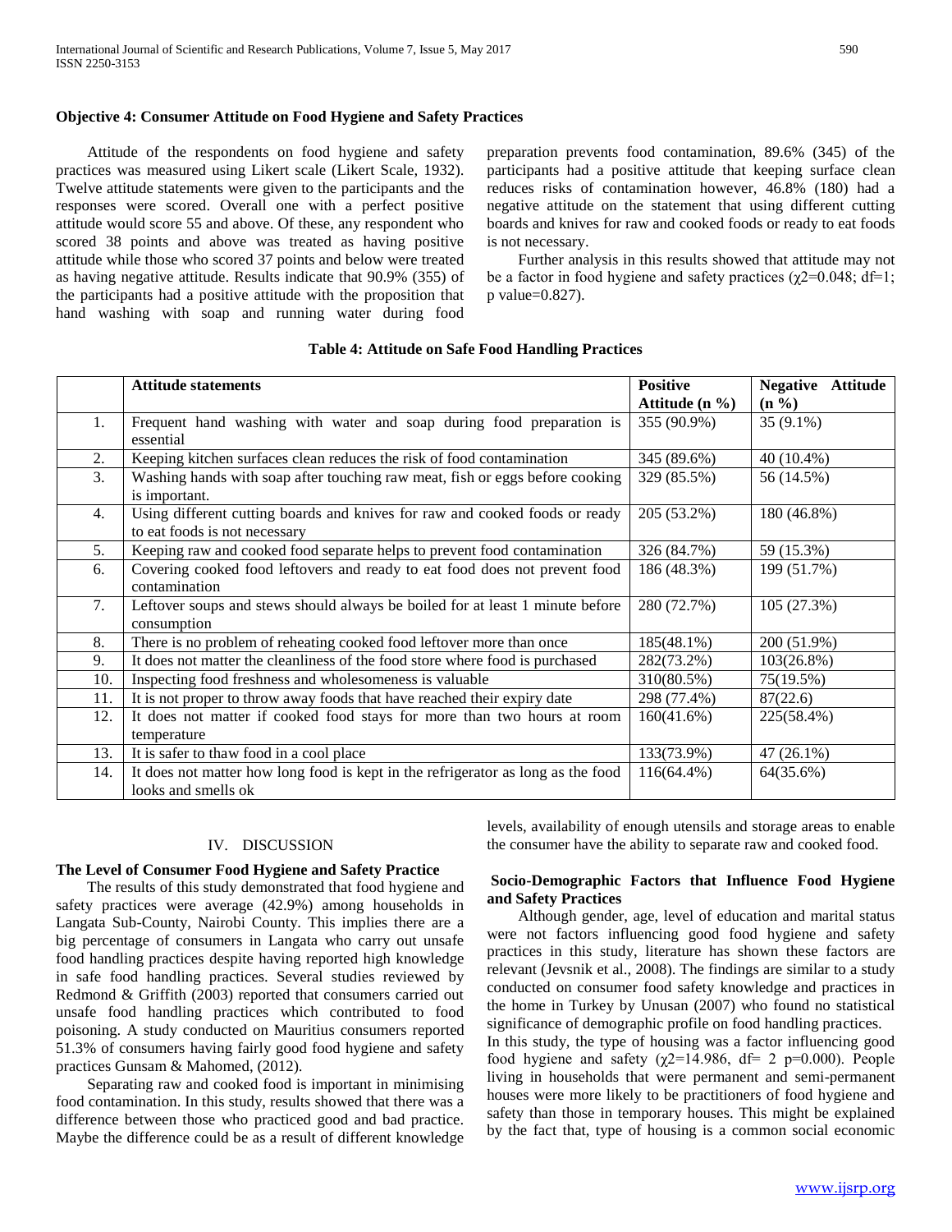### Objective 4: Consumer Attitude on Food Hygiene and Safety Practices

Attitude of the respondents on food hygiene and safety practices was measured using Likert scale (Likert Scale, 1932). Twelve attitude statements were given to the participants and the responses were scored. Overall one with a perfect positive attitude would score 55 and above. Of these, any respondent who scored 38 points and above was treated as having positive attitude while those who scored 37 points and below were treated as having negative attitude. Results indicate that 90.9% (355) of the participants had a positive attitude with the proposition that hand washing with soap and running water during food preparation prevents food contamination, 89.6% (345) of the participants had a positive attitude that keeping surface clean reduces risks of contamination however, 46.8% (180) had a negative attitude on the statement that using different cutting boards and knives for raw and cooked foods or ready to eat foods is not necessary.

Further analysis in this results showed that attitude may not be a factor in food hygiene and safety practices ($\chi2$=0.048; df=1; p value=0.827).

**Table 4: Attitude on Safe Food Handling Practices**

| | Attitude statements | Positive Attitude (n %) | Negative Attitude (n %) |
|---|---|---|---|
| 1. | Frequent hand washing with water and soap during food preparation is essential | 355 (90.9%) | 35 (9.1%) |
| 2. | Keeping kitchen surfaces clean reduces the risk of food contamination | 345 (89.6%) | 40 (10.4%) |
| 3. | Washing hands with soap after touching raw meat, fish or eggs before cooking is important. | 329 (85.5%) | 56 (14.5%) |
| 4. | Using different cutting boards and knives for raw and cooked foods or ready to eat foods is not necessary | 205 (53.2%) | 180 (46.8%) |
| 5. | Keeping raw and cooked food separate helps to prevent food contamination | 326 (84.7%) | 59 (15.3%) |
| 6. | Covering cooked food leftovers and ready to eat food does not prevent food contamination | 186 (48.3%) | 199 (51.7%) |
| 7. | Leftover soups and stews should always be boiled for at least 1 minute before consumption | 280 (72.7%) | 105 (27.3%) |
| 8. | There is no problem of reheating cooked food leftover more than once | 185(48.1%) | 200 (51.9%) |
| 9. | It does not matter the cleanliness of the food store where food is purchased | 282(73.2%) | 103(26.8%) |
| 10. | Inspecting food freshness and wholesomeness is valuable | 310(80.5%) | 75(19.5%) |
| 11. | It is not proper to throw away foods that have reached their expiry date | 298 (77.4%) | 87(22.6) |
| 12. | It does not matter if cooked food stays for more than two hours at room temperature | 160(41.6%) | 225(58.4%) |
| 13. | It is safer to thaw food in a cool place | 133(73.9%) | 47 (26.1%) |
| 14. | It does not matter how long food is kept in the refrigerator as long as the food looks and smells ok | 116(64.4%) | 64(35.6%) |

## IV. DISCUSSION

### The Level of Consumer Food Hygiene and Safety Practice

The results of this study demonstrated that food hygiene and safety practices were average (42.9%) among households in Langata Sub-County, Nairobi County. This implies there are a big percentage of consumers in Langata who carry out unsafe food handling practices despite having reported high knowledge in safe food handling practices. Several studies reviewed by Redmond & Griffith (2003) reported that consumers carried out unsafe food handling practices which contributed to food poisoning. A study conducted on Mauritius consumers reported 51.3% of consumers having fairly good food hygiene and safety practices Gunsam & Mahomed, (2012).

Separating raw and cooked food is important in minimising food contamination. In this study, results showed that there was a difference between those who practiced good and bad practice. Maybe the difference could be as a result of different knowledge levels, availability of enough utensils and storage areas to enable the consumer have the ability to separate raw and cooked food.

### Socio-Demographic Factors that Influence Food Hygiene and Safety Practices

Although gender, age, level of education and marital status were not factors influencing good food hygiene and safety practices in this study, literature has shown these factors are relevant (Jevsnik et al., 2008). The findings are similar to a study conducted on consumer food safety knowledge and practices in the home in Turkey by Unusan (2007) who found no statistical significance of demographic profile on food handling practices.

In this study, the type of housing was a factor influencing good food hygiene and safety ($\chi2$=14.986, df= 2 p=0.000). People living in households that were permanent and semi-permanent houses were more likely to be practitioners of food hygiene and safety than those in temporary houses. This might be explained by the fact that, type of housing is a common social economic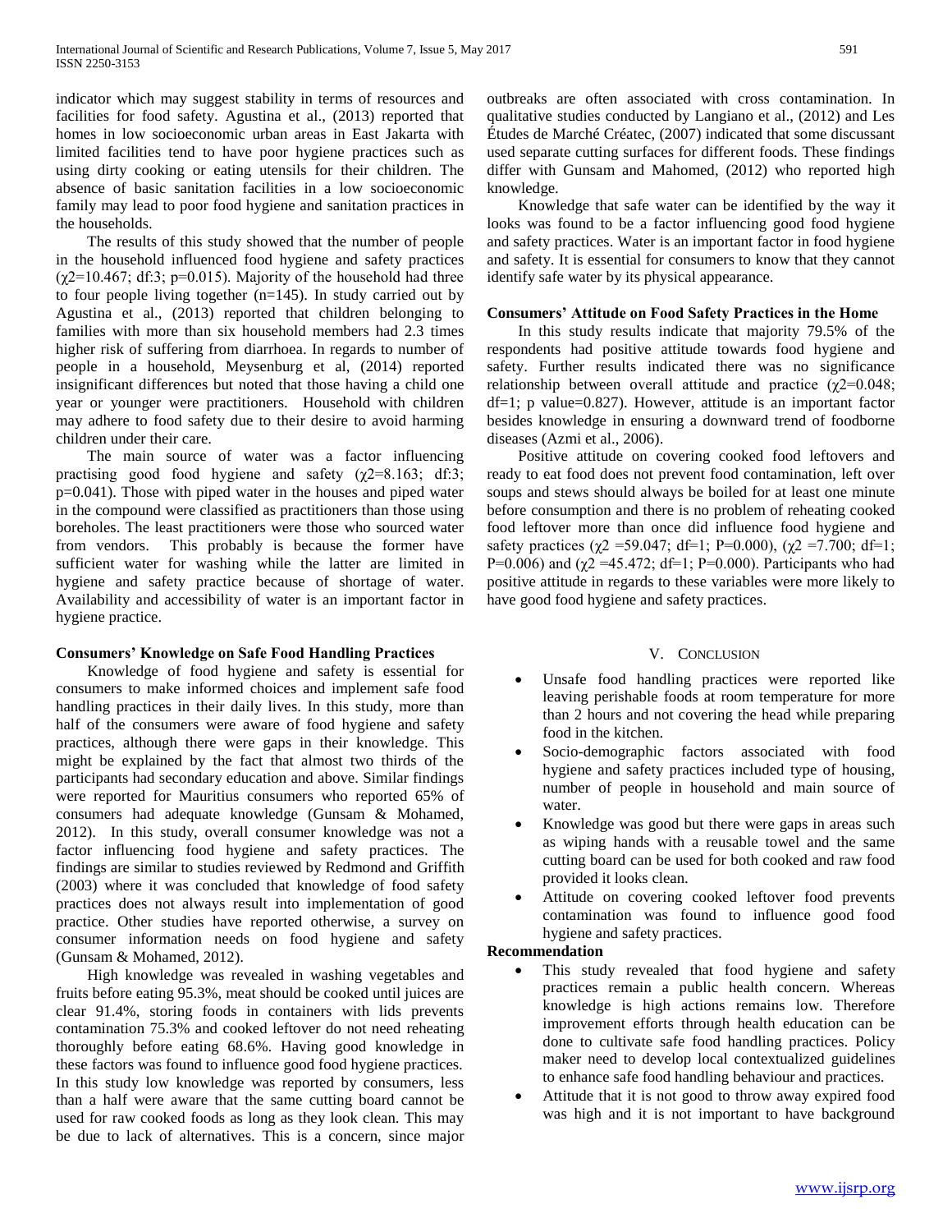indicator which may suggest stability in terms of resources and facilities for food safety. Agustina et al., (2013) reported that homes in low socioeconomic urban areas in East Jakarta with limited facilities tend to have poor hygiene practices such as using dirty cooking or eating utensils for their children. The absence of basic sanitation facilities in a low socioeconomic family may lead to poor food hygiene and sanitation practices in the households.

The results of this study showed that the number of people in the household influenced food hygiene and safety practices ($\chi2$=10.467; df:3; p=0.015). Majority of the household had three to four people living together (n=145). In study carried out by Agustina et al., (2013) reported that children belonging to families with more than six household members had 2.3 times higher risk of suffering from diarrhoea. In regards to number of people in a household, Meysenburg et al, (2014) reported insignificant differences but noted that those having a child one year or younger were practitioners. Household with children may adhere to food safety due to their desire to avoid harming children under their care.

The main source of water was a factor influencing practising good food hygiene and safety ($\chi2$=8.163; df:3; p=0.041). Those with piped water in the houses and piped water in the compound were classified as practitioners than those using boreholes. The least practitioners were those who sourced water from vendors. This probably is because the former have sufficient water for washing while the latter are limited in hygiene and safety practice because of shortage of water. Availability and accessibility of water is an important factor in hygiene practice.

**Consumers' Knowledge on Safe Food Handling Practices**

Knowledge of food hygiene and safety is essential for consumers to make informed choices and implement safe food handling practices in their daily lives. In this study, more than half of the consumers were aware of food hygiene and safety practices, although there were gaps in their knowledge. This might be explained by the fact that almost two thirds of the participants had secondary education and above. Similar findings were reported for Mauritius consumers who reported 65% of consumers had adequate knowledge (Gunsam & Mohamed, 2012). In this study, overall consumer knowledge was not a factor influencing food hygiene and safety practices. The findings are similar to studies reviewed by Redmond and Griffith (2003) where it was concluded that knowledge of food safety practices does not always result into implementation of good practice. Other studies have reported otherwise, a survey on consumer information needs on food hygiene and safety (Gunsam & Mohamed, 2012).

High knowledge was revealed in washing vegetables and fruits before eating 95.3%, meat should be cooked until juices are clear 91.4%, storing foods in containers with lids prevents contamination 75.3% and cooked leftover do not need reheating thoroughly before eating 68.6%. Having good knowledge in these factors was found to influence good food hygiene practices. In this study low knowledge was reported by consumers, less than a half were aware that the same cutting board cannot be used for raw cooked foods as long as they look clean. This may be due to lack of alternatives. This is a concern, since major outbreaks are often associated with cross contamination. In qualitative studies conducted by Langiano et al., (2012) and Les Études de Marché Créatec, (2007) indicated that some discussant used separate cutting surfaces for different foods. These findings differ with Gunsam and Mahomed, (2012) who reported high knowledge.

Knowledge that safe water can be identified by the way it looks was found to be a factor influencing good food hygiene and safety practices. Water is an important factor in food hygiene and safety. It is essential for consumers to know that they cannot identify safe water by its physical appearance.

**Consumers' Attitude on Food Safety Practices in the Home**

In this study results indicate that majority 79.5% of the respondents had positive attitude towards food hygiene and safety. Further results indicated there was no significance relationship between overall attitude and practice ($\chi2$=0.048; df=1; p value=0.827). However, attitude is an important factor besides knowledge in ensuring a downward trend of foodborne diseases (Azmi et al., 2006).

Positive attitude on covering cooked food leftovers and ready to eat food does not prevent food contamination, left over soups and stews should always be boiled for at least one minute before consumption and there is no problem of reheating cooked food leftover more than once did influence food hygiene and safety practices ($\chi2$ =59.047; df=1; P=0.000), ($\chi2$ =7.700; df=1; P=0.006) and ($\chi2$ =45.472; df=1; P=0.000). Participants who had positive attitude in regards to these variables were more likely to have good food hygiene and safety practices.

## V. Conclusion

- Unsafe food handling practices were reported like leaving perishable foods at room temperature for more than 2 hours and not covering the head while preparing food in the kitchen.
- Socio-demographic factors associated with food hygiene and safety practices included type of housing, number of people in household and main source of water.
- Knowledge was good but there were gaps in areas such as wiping hands with a reusable towel and the same cutting board can be used for both cooked and raw food provided it looks clean.
- Attitude on covering cooked leftover food prevents contamination was found to influence good food hygiene and safety practices.

**Recommendation**

- This study revealed that food hygiene and safety practices remain a public health concern. Whereas knowledge is high actions remains low. Therefore improvement efforts through health education can be done to cultivate safe food handling practices. Policy maker need to develop local contextualized guidelines to enhance safe food handling behaviour and practices.
- Attitude that it is not good to throw away expired food was high and it is not important to have background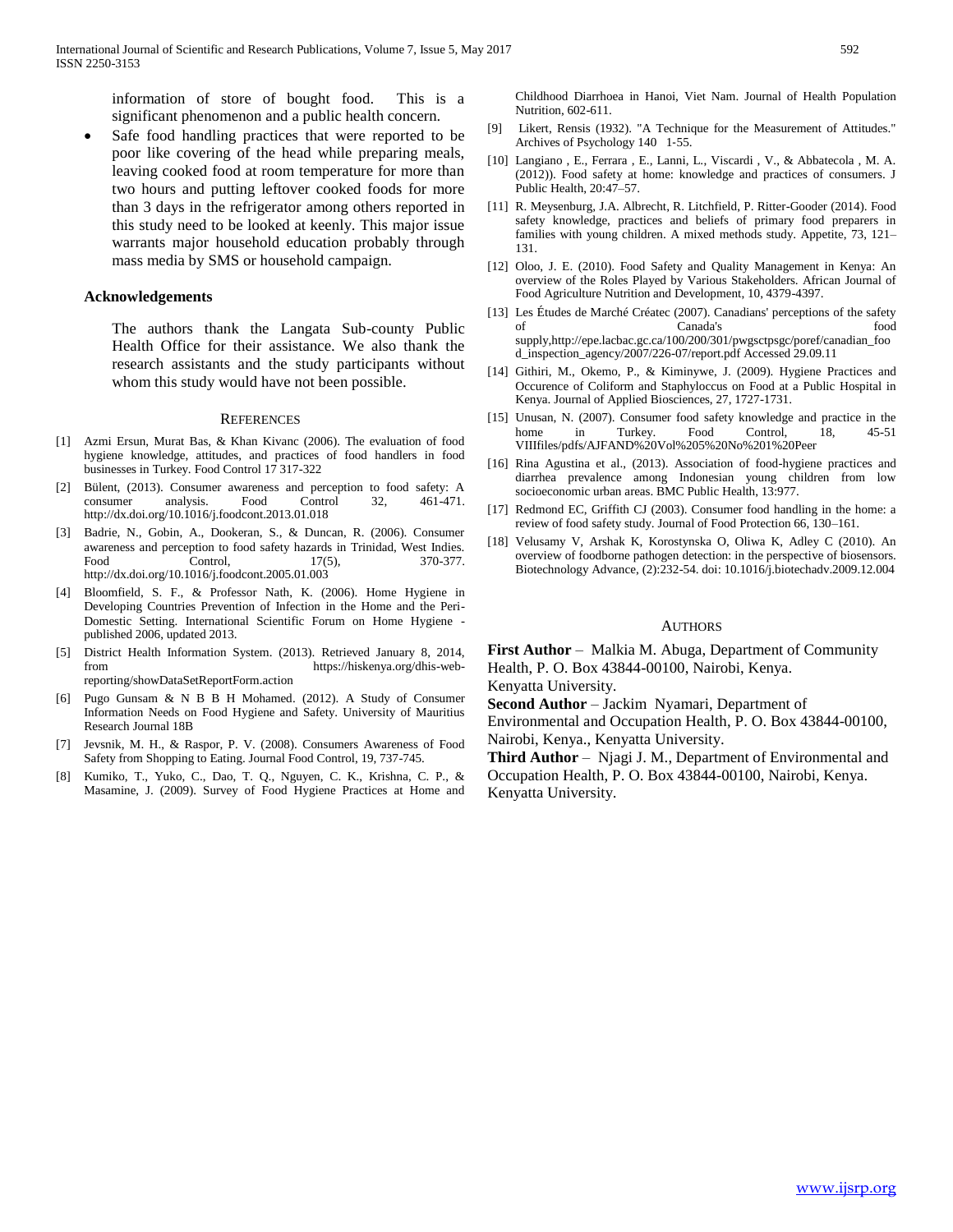information of store of bought food. This is a significant phenomenon and a public health concern.

- Safe food handling practices that were reported to be poor like covering of the head while preparing meals, leaving cooked food at room temperature for more than two hours and putting leftover cooked foods for more than 3 days in the refrigerator among others reported in this study need to be looked at keenly. This major issue warrants major household education probably through mass media by SMS or household campaign.

### Acknowledgements

The authors thank the Langata Sub-county Public Health Office for their assistance. We also thank the research assistants and the study participants without whom this study would have not been possible.

### References

[1] Azmi Ersun, Murat Bas, & Khan Kivanc (2006). The evaluation of food hygiene knowledge, attitudes, and practices of food handlers in food businesses in Turkey. Food Control 17 317-322

[2] Bülent, (2013). Consumer awareness and perception to food safety: A consumer analysis. Food Control 32, 461-471. http://dx.doi.org/10.1016/j.foodcont.2013.01.018

[3] Badrie, N., Gobin, A., Dookeran, S., & Duncan, R. (2006). Consumer awareness and perception to food safety hazards in Trinidad, West Indies. Food Control, 17(5), 370-377. http://dx.doi.org/10.1016/j.foodcont.2005.01.003

[4] Bloomfield, S. F., & Professor Nath, K. (2006). Home Hygiene in Developing Countries Prevention of Infection in the Home and the Peri-Domestic Setting. International Scientific Forum on Home Hygiene - published 2006, updated 2013.

[5] District Health Information System. (2013). Retrieved January 8, 2014, from https://hiskenya.org/dhis-web-reporting/showDataSetReportForm.action

[6] Pugo Gunsam & N B B H Mohamed. (2012). A Study of Consumer Information Needs on Food Hygiene and Safety. University of Mauritius Research Journal 18B

[7] Jevsnik, M. H., & Raspor, P. V. (2008). Consumers Awareness of Food Safety from Shopping to Eating. Journal Food Control, 19, 737-745.

[8] Kumiko, T., Yuko, C., Dao, T. Q., Nguyen, C. K., Krishna, C. P., & Masamine, J. (2009). Survey of Food Hygiene Practices at Home and Childhood Diarrhoea in Hanoi, Viet Nam. Journal of Health Population Nutrition, 602-611.

[9] Likert, Rensis (1932). "A Technique for the Measurement of Attitudes." Archives of Psychology 140 1-55.

[10] Langiano , E., Ferrara , E., Lanni, L., Viscardi , V., & Abbatecola , M. A. (2012)). Food safety at home: knowledge and practices of consumers. J Public Health, 20:47–57.

[11] R. Meysenburg, J.A. Albrecht, R. Litchfield, P. Ritter-Gooder (2014). Food safety knowledge, practices and beliefs of primary food preparers in families with young children. A mixed methods study. Appetite, 73, 121–131.

[12] Oloo, J. E. (2010). Food Safety and Quality Management in Kenya: An overview of the Roles Played by Various Stakeholders. African Journal of Food Agriculture Nutrition and Development, 10, 4379-4397.

[13] Les Études de Marché Créatec (2007). Canadians' perceptions of the safety of Canada's food supply,http://epe.lacbac.gc.ca/100/200/301/pwgsctpsgc/poref/canadian_food_inspection_agency/2007/226-07/report.pdf Accessed 29.09.11

[14] Githiri, M., Okemo, P., & Kiminywe, J. (2009). Hygiene Practices and Occurence of Coliform and Staphyloccus on Food at a Public Hospital in Kenya. Journal of Applied Biosciences, 27, 1727-1731.

[15] Unusan, N. (2007). Consumer food safety knowledge and practice in the home in Turkey. Food Control, 18, 45-51 VIIIfiles/pdfs/AJFAND%20Vol%205%20No%201%20Peer

[16] Rina Agustina et al., (2013). Association of food-hygiene practices and diarrhea prevalence among Indonesian young children from low socioeconomic urban areas. BMC Public Health, 13:977.

[17] Redmond EC, Griffith CJ (2003). Consumer food handling in the home: a review of food safety study. Journal of Food Protection 66, 130–161.

[18] Velusamy V, Arshak K, Korostynska O, Oliwa K, Adley C (2010). An overview of foodborne pathogen detection: in the perspective of biosensors. Biotechnology Advance, (2):232-54. doi: 10.1016/j.biotechadv.2009.12.004

### Authors

**First Author** – Malkia M. Abuga, Department of Community Health, P. O. Box 43844-00100, Nairobi, Kenya. Kenyatta University.

**Second Author** – Jackim Nyamari, Department of Environmental and Occupation Health, P. O. Box 43844-00100, Nairobi, Kenya., Kenyatta University.

**Third Author** – Njagi J. M., Department of Environmental and Occupation Health, P. O. Box 43844-00100, Nairobi, Kenya. Kenyatta University.